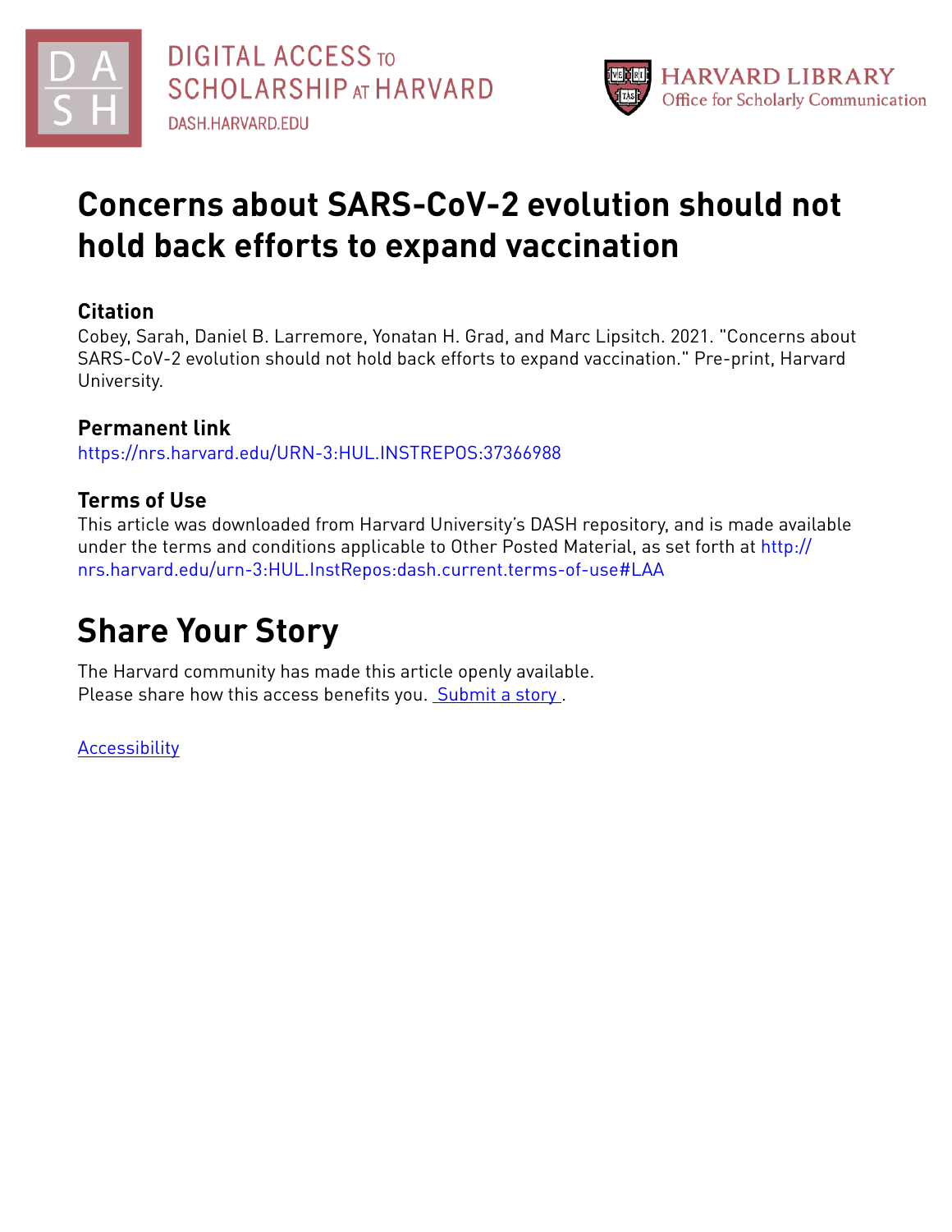DIGITAL ACCESS TO SCHOLARSHIP AT HARVARD

DASH.HARVARD.EDU

HARVARD LIBRARY
Office for Scholarly Communication

# Concerns about SARS-CoV-2 evolution should not hold back efforts to expand vaccination

## Citation

Cobey, Sarah, Daniel B. Larremore, Yonatan H. Grad, and Marc Lipsitch. 2021. "Concerns about SARS-CoV-2 evolution should not hold back efforts to expand vaccination." Pre-print, Harvard University.

## Permanent link

https://nrs.harvard.edu/URN-3:HUL.INSTREPOS:37366988

## Terms of Use

This article was downloaded from Harvard University's DASH repository, and is made available under the terms and conditions applicable to Other Posted Material, as set forth at http://nrs.harvard.edu/urn-3:HUL.InstRepos:dash.current.terms-of-use#LAA

# Share Your Story

The Harvard community has made this article openly available.
Please share how this access benefits you. Submit a story .

Accessibility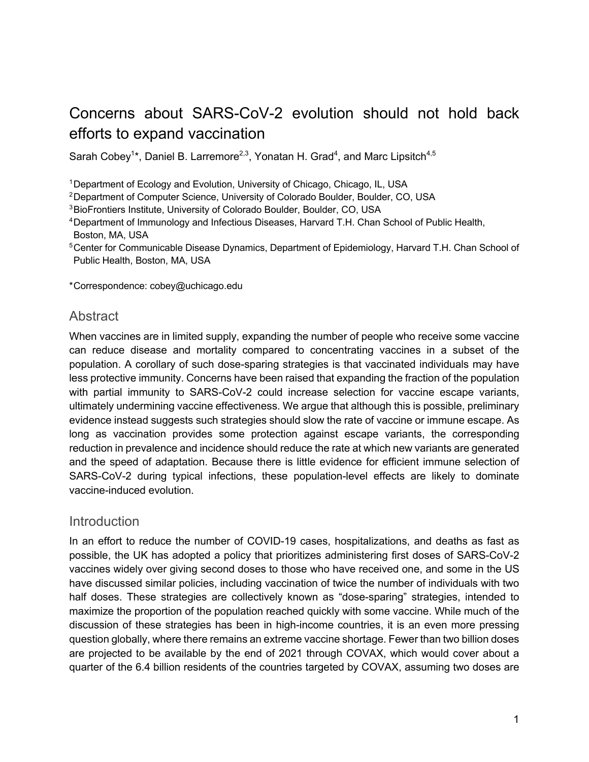# Concerns about SARS-CoV-2 evolution should not hold back efforts to expand vaccination

Sarah Cobey[1]*, Daniel B. Larremore[2,3], Yonatan H. Grad[4], and Marc Lipsitch[4,5]

[1]Department of Ecology and Evolution, University of Chicago, Chicago, IL, USA
[2]Department of Computer Science, University of Colorado Boulder, Boulder, CO, USA
[3]BioFrontiers Institute, University of Colorado Boulder, Boulder, CO, USA
[4]Department of Immunology and Infectious Diseases, Harvard T.H. Chan School of Public Health, Boston, MA, USA
[5]Center for Communicable Disease Dynamics, Department of Epidemiology, Harvard T.H. Chan School of Public Health, Boston, MA, USA

*Correspondence: cobey@uchicago.edu

## Abstract

When vaccines are in limited supply, expanding the number of people who receive some vaccine can reduce disease and mortality compared to concentrating vaccines in a subset of the population. A corollary of such dose-sparing strategies is that vaccinated individuals may have less protective immunity. Concerns have been raised that expanding the fraction of the population with partial immunity to SARS-CoV-2 could increase selection for vaccine escape variants, ultimately undermining vaccine effectiveness. We argue that although this is possible, preliminary evidence instead suggests such strategies should slow the rate of vaccine or immune escape. As long as vaccination provides some protection against escape variants, the corresponding reduction in prevalence and incidence should reduce the rate at which new variants are generated and the speed of adaptation. Because there is little evidence for efficient immune selection of SARS-CoV-2 during typical infections, these population-level effects are likely to dominate vaccine-induced evolution.

## Introduction

In an effort to reduce the number of COVID-19 cases, hospitalizations, and deaths as fast as possible, the UK has adopted a policy that prioritizes administering first doses of SARS-CoV-2 vaccines widely over giving second doses to those who have received one, and some in the US have discussed similar policies, including vaccination of twice the number of individuals with two half doses. These strategies are collectively known as "dose-sparing" strategies, intended to maximize the proportion of the population reached quickly with some vaccine. While much of the discussion of these strategies has been in high-income countries, it is an even more pressing question globally, where there remains an extreme vaccine shortage. Fewer than two billion doses are projected to be available by the end of 2021 through COVAX, which would cover about a quarter of the 6.4 billion residents of the countries targeted by COVAX, assuming two doses are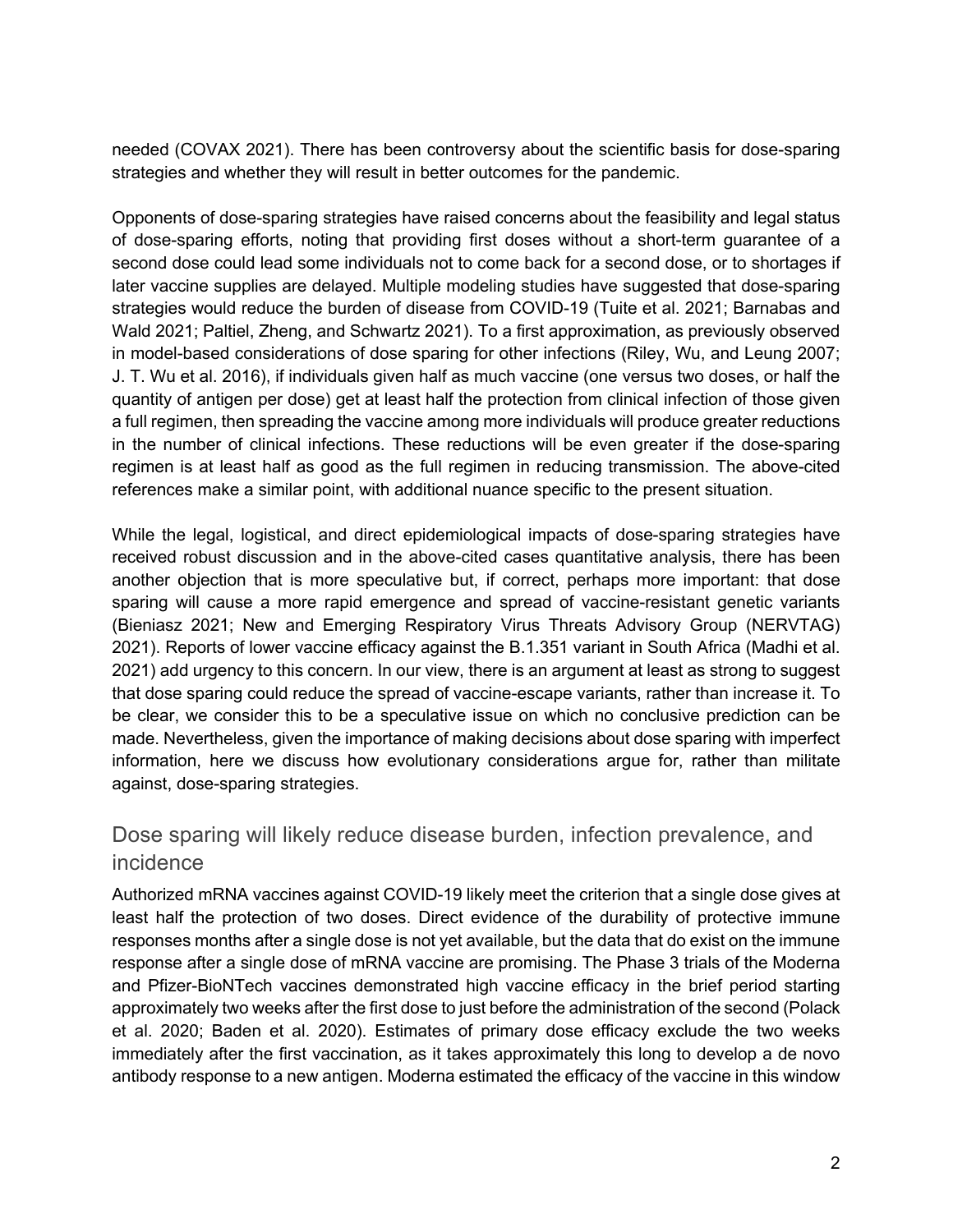needed (COVAX 2021). There has been controversy about the scientific basis for dose-sparing strategies and whether they will result in better outcomes for the pandemic.

Opponents of dose-sparing strategies have raised concerns about the feasibility and legal status of dose-sparing efforts, noting that providing first doses without a short-term guarantee of a second dose could lead some individuals not to come back for a second dose, or to shortages if later vaccine supplies are delayed. Multiple modeling studies have suggested that dose-sparing strategies would reduce the burden of disease from COVID-19 (Tuite et al. 2021; Barnabas and Wald 2021; Paltiel, Zheng, and Schwartz 2021). To a first approximation, as previously observed in model-based considerations of dose sparing for other infections (Riley, Wu, and Leung 2007; J. T. Wu et al. 2016), if individuals given half as much vaccine (one versus two doses, or half the quantity of antigen per dose) get at least half the protection from clinical infection of those given a full regimen, then spreading the vaccine among more individuals will produce greater reductions in the number of clinical infections. These reductions will be even greater if the dose-sparing regimen is at least half as good as the full regimen in reducing transmission. The above-cited references make a similar point, with additional nuance specific to the present situation.

While the legal, logistical, and direct epidemiological impacts of dose-sparing strategies have received robust discussion and in the above-cited cases quantitative analysis, there has been another objection that is more speculative but, if correct, perhaps more important: that dose sparing will cause a more rapid emergence and spread of vaccine-resistant genetic variants (Bieniasz 2021; New and Emerging Respiratory Virus Threats Advisory Group (NERVTAG) 2021). Reports of lower vaccine efficacy against the B.1.351 variant in South Africa (Madhi et al. 2021) add urgency to this concern. In our view, there is an argument at least as strong to suggest that dose sparing could reduce the spread of vaccine-escape variants, rather than increase it. To be clear, we consider this to be a speculative issue on which no conclusive prediction can be made. Nevertheless, given the importance of making decisions about dose sparing with imperfect information, here we discuss how evolutionary considerations argue for, rather than militate against, dose-sparing strategies.

## Dose sparing will likely reduce disease burden, infection prevalence, and incidence

Authorized mRNA vaccines against COVID-19 likely meet the criterion that a single dose gives at least half the protection of two doses. Direct evidence of the durability of protective immune responses months after a single dose is not yet available, but the data that do exist on the immune response after a single dose of mRNA vaccine are promising. The Phase 3 trials of the Moderna and Pfizer-BioNTech vaccines demonstrated high vaccine efficacy in the brief period starting approximately two weeks after the first dose to just before the administration of the second (Polack et al. 2020; Baden et al. 2020). Estimates of primary dose efficacy exclude the two weeks immediately after the first vaccination, as it takes approximately this long to develop a de novo antibody response to a new antigen. Moderna estimated the efficacy of the vaccine in this window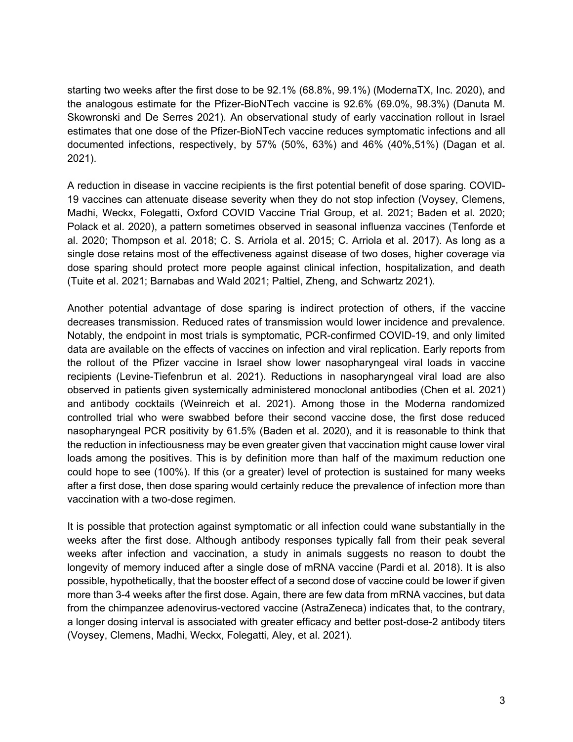starting two weeks after the first dose to be 92.1% (68.8%, 99.1%) (ModernaTX, Inc. 2020), and the analogous estimate for the Pfizer-BioNTech vaccine is 92.6% (69.0%, 98.3%) (Danuta M. Skowronski and De Serres 2021). An observational study of early vaccination rollout in Israel estimates that one dose of the Pfizer-BioNTech vaccine reduces symptomatic infections and all documented infections, respectively, by 57% (50%, 63%) and 46% (40%,51%) (Dagan et al. 2021).

A reduction in disease in vaccine recipients is the first potential benefit of dose sparing. COVID-19 vaccines can attenuate disease severity when they do not stop infection (Voysey, Clemens, Madhi, Weckx, Folegatti, Oxford COVID Vaccine Trial Group, et al. 2021; Baden et al. 2020; Polack et al. 2020), a pattern sometimes observed in seasonal influenza vaccines (Tenforde et al. 2020; Thompson et al. 2018; C. S. Arriola et al. 2015; C. Arriola et al. 2017). As long as a single dose retains most of the effectiveness against disease of two doses, higher coverage via dose sparing should protect more people against clinical infection, hospitalization, and death (Tuite et al. 2021; Barnabas and Wald 2021; Paltiel, Zheng, and Schwartz 2021).

Another potential advantage of dose sparing is indirect protection of others, if the vaccine decreases transmission. Reduced rates of transmission would lower incidence and prevalence. Notably, the endpoint in most trials is symptomatic, PCR-confirmed COVID-19, and only limited data are available on the effects of vaccines on infection and viral replication. Early reports from the rollout of the Pfizer vaccine in Israel show lower nasopharyngeal viral loads in vaccine recipients (Levine-Tiefenbrun et al. 2021). Reductions in nasopharyngeal viral load are also observed in patients given systemically administered monoclonal antibodies (Chen et al. 2021) and antibody cocktails (Weinreich et al. 2021). Among those in the Moderna randomized controlled trial who were swabbed before their second vaccine dose, the first dose reduced nasopharyngeal PCR positivity by 61.5% (Baden et al. 2020), and it is reasonable to think that the reduction in infectiousness may be even greater given that vaccination might cause lower viral loads among the positives. This is by definition more than half of the maximum reduction one could hope to see (100%). If this (or a greater) level of protection is sustained for many weeks after a first dose, then dose sparing would certainly reduce the prevalence of infection more than vaccination with a two-dose regimen.

It is possible that protection against symptomatic or all infection could wane substantially in the weeks after the first dose. Although antibody responses typically fall from their peak several weeks after infection and vaccination, a study in animals suggests no reason to doubt the longevity of memory induced after a single dose of mRNA vaccine (Pardi et al. 2018). It is also possible, hypothetically, that the booster effect of a second dose of vaccine could be lower if given more than 3-4 weeks after the first dose. Again, there are few data from mRNA vaccines, but data from the chimpanzee adenovirus-vectored vaccine (AstraZeneca) indicates that, to the contrary, a longer dosing interval is associated with greater efficacy and better post-dose-2 antibody titers (Voysey, Clemens, Madhi, Weckx, Folegatti, Aley, et al. 2021).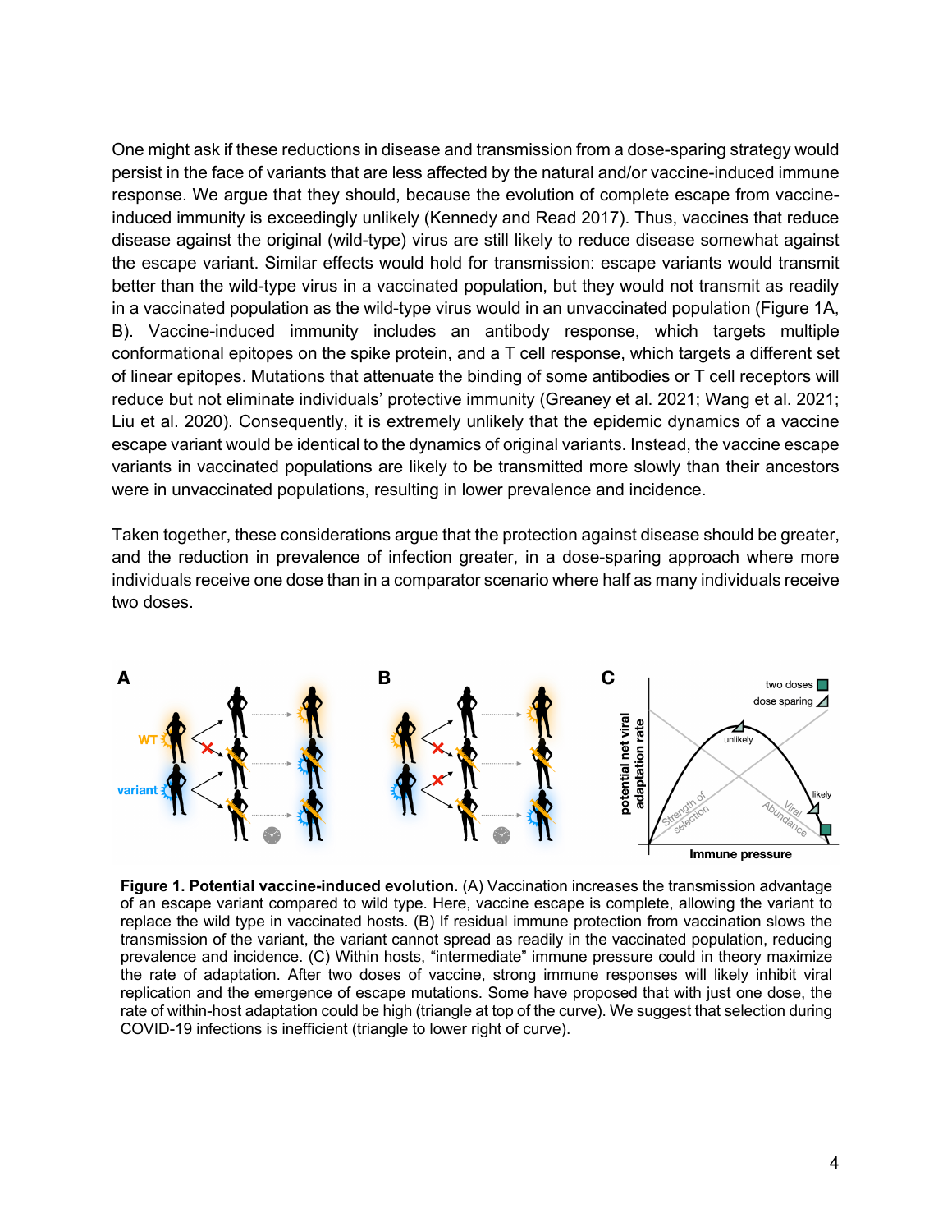One might ask if these reductions in disease and transmission from a dose-sparing strategy would persist in the face of variants that are less affected by the natural and/or vaccine-induced immune response. We argue that they should, because the evolution of complete escape from vaccine-induced immunity is exceedingly unlikely (Kennedy and Read 2017). Thus, vaccines that reduce disease against the original (wild-type) virus are still likely to reduce disease somewhat against the escape variant. Similar effects would hold for transmission: escape variants would transmit better than the wild-type virus in a vaccinated population, but they would not transmit as readily in a vaccinated population as the wild-type virus would in an unvaccinated population (Figure 1A, B). Vaccine-induced immunity includes an antibody response, which targets multiple conformational epitopes on the spike protein, and a T cell response, which targets a different set of linear epitopes. Mutations that attenuate the binding of some antibodies or T cell receptors will reduce but not eliminate individuals' protective immunity (Greaney et al. 2021; Wang et al. 2021; Liu et al. 2020). Consequently, it is extremely unlikely that the epidemic dynamics of a vaccine escape variant would be identical to the dynamics of original variants. Instead, the vaccine escape variants in vaccinated populations are likely to be transmitted more slowly than their ancestors were in unvaccinated populations, resulting in lower prevalence and incidence.

Taken together, these considerations argue that the protection against disease should be greater, and the reduction in prevalence of infection greater, in a dose-sparing approach where more individuals receive one dose than in a comparator scenario where half as many individuals receive two doses.

**Figure 1. Potential vaccine-induced evolution.** (A) Vaccination increases the transmission advantage of an escape variant compared to wild type. Here, vaccine escape is complete, allowing the variant to replace the wild type in vaccinated hosts. (B) If residual immune protection from vaccination slows the transmission of the variant, the variant cannot spread as readily in the vaccinated population, reducing prevalence and incidence. (C) Within hosts, "intermediate" immune pressure could in theory maximize the rate of adaptation. After two doses of vaccine, strong immune responses will likely inhibit viral replication and the emergence of escape mutations. Some have proposed that with just one dose, the rate of within-host adaptation could be high (triangle at top of the curve). We suggest that selection during COVID-19 infections is inefficient (triangle to lower right of curve).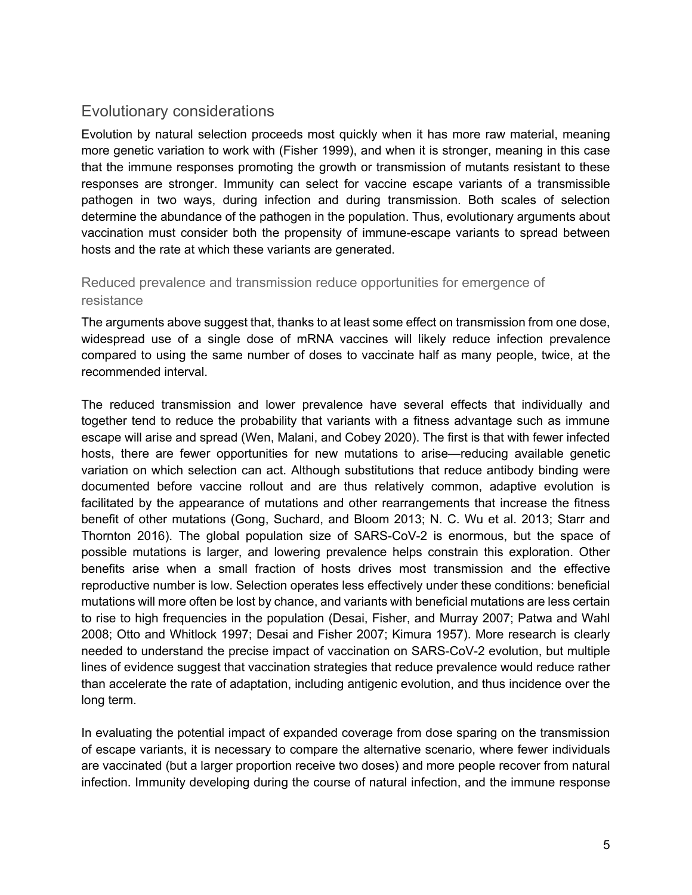## Evolutionary considerations

Evolution by natural selection proceeds most quickly when it has more raw material, meaning more genetic variation to work with (Fisher 1999), and when it is stronger, meaning in this case that the immune responses promoting the growth or transmission of mutants resistant to these responses are stronger. Immunity can select for vaccine escape variants of a transmissible pathogen in two ways, during infection and during transmission. Both scales of selection determine the abundance of the pathogen in the population. Thus, evolutionary arguments about vaccination must consider both the propensity of immune-escape variants to spread between hosts and the rate at which these variants are generated.

### Reduced prevalence and transmission reduce opportunities for emergence of resistance

The arguments above suggest that, thanks to at least some effect on transmission from one dose, widespread use of a single dose of mRNA vaccines will likely reduce infection prevalence compared to using the same number of doses to vaccinate half as many people, twice, at the recommended interval.

The reduced transmission and lower prevalence have several effects that individually and together tend to reduce the probability that variants with a fitness advantage such as immune escape will arise and spread (Wen, Malani, and Cobey 2020). The first is that with fewer infected hosts, there are fewer opportunities for new mutations to arise—reducing available genetic variation on which selection can act. Although substitutions that reduce antibody binding were documented before vaccine rollout and are thus relatively common, adaptive evolution is facilitated by the appearance of mutations and other rearrangements that increase the fitness benefit of other mutations (Gong, Suchard, and Bloom 2013; N. C. Wu et al. 2013; Starr and Thornton 2016). The global population size of SARS-CoV-2 is enormous, but the space of possible mutations is larger, and lowering prevalence helps constrain this exploration. Other benefits arise when a small fraction of hosts drives most transmission and the effective reproductive number is low. Selection operates less effectively under these conditions: beneficial mutations will more often be lost by chance, and variants with beneficial mutations are less certain to rise to high frequencies in the population (Desai, Fisher, and Murray 2007; Patwa and Wahl 2008; Otto and Whitlock 1997; Desai and Fisher 2007; Kimura 1957). More research is clearly needed to understand the precise impact of vaccination on SARS-CoV-2 evolution, but multiple lines of evidence suggest that vaccination strategies that reduce prevalence would reduce rather than accelerate the rate of adaptation, including antigenic evolution, and thus incidence over the long term.

In evaluating the potential impact of expanded coverage from dose sparing on the transmission of escape variants, it is necessary to compare the alternative scenario, where fewer individuals are vaccinated (but a larger proportion receive two doses) and more people recover from natural infection. Immunity developing during the course of natural infection, and the immune response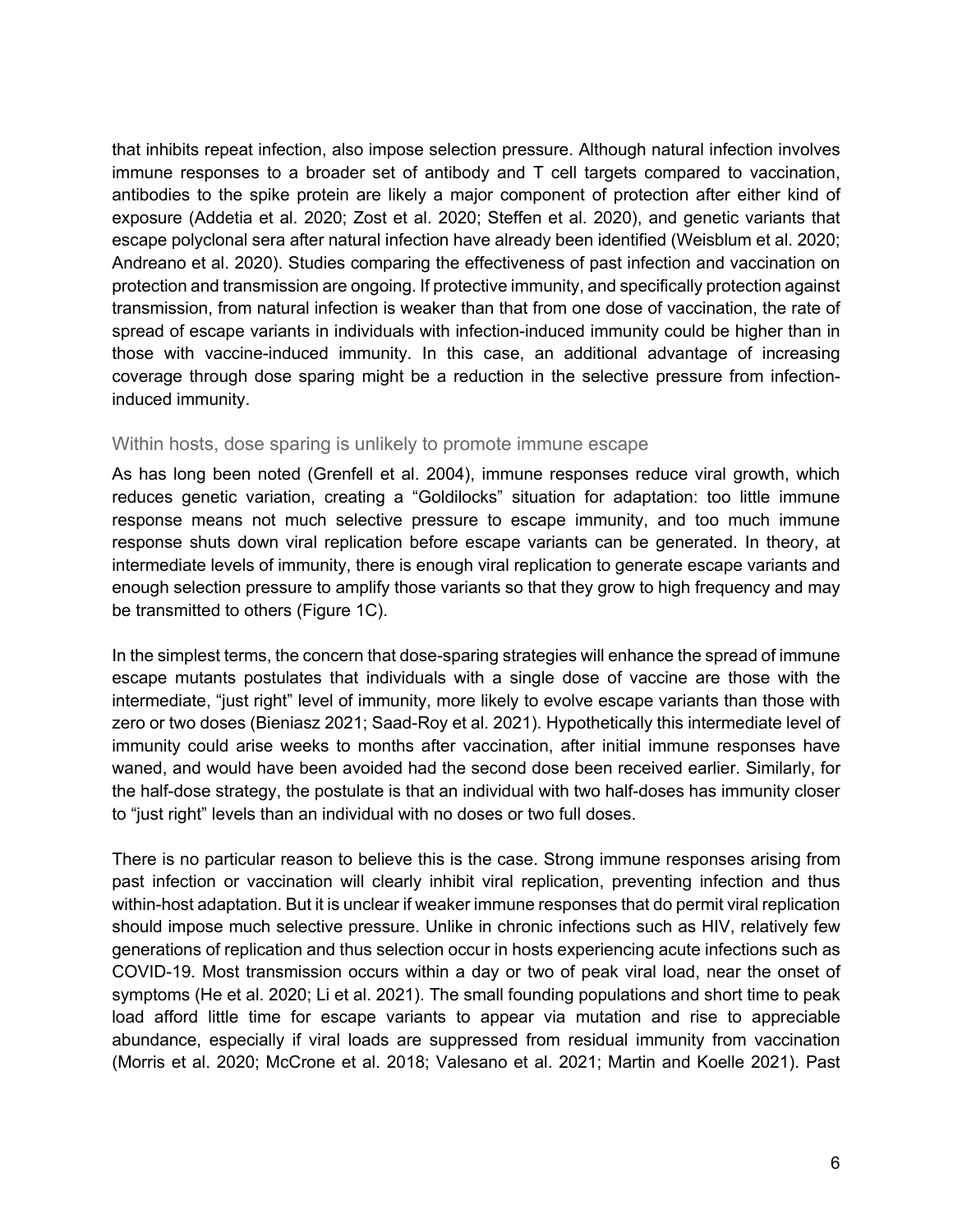that inhibits repeat infection, also impose selection pressure. Although natural infection involves immune responses to a broader set of antibody and T cell targets compared to vaccination, antibodies to the spike protein are likely a major component of protection after either kind of exposure (Addetia et al. 2020; Zost et al. 2020; Steffen et al. 2020), and genetic variants that escape polyclonal sera after natural infection have already been identified (Weisblum et al. 2020; Andreano et al. 2020). Studies comparing the effectiveness of past infection and vaccination on protection and transmission are ongoing. If protective immunity, and specifically protection against transmission, from natural infection is weaker than that from one dose of vaccination, the rate of spread of escape variants in individuals with infection-induced immunity could be higher than in those with vaccine-induced immunity. In this case, an additional advantage of increasing coverage through dose sparing might be a reduction in the selective pressure from infection-induced immunity.

### Within hosts, dose sparing is unlikely to promote immune escape

As has long been noted (Grenfell et al. 2004), immune responses reduce viral growth, which reduces genetic variation, creating a "Goldilocks" situation for adaptation: too little immune response means not much selective pressure to escape immunity, and too much immune response shuts down viral replication before escape variants can be generated. In theory, at intermediate levels of immunity, there is enough viral replication to generate escape variants and enough selection pressure to amplify those variants so that they grow to high frequency and may be transmitted to others (Figure 1C).

In the simplest terms, the concern that dose-sparing strategies will enhance the spread of immune escape mutants postulates that individuals with a single dose of vaccine are those with the intermediate, "just right" level of immunity, more likely to evolve escape variants than those with zero or two doses (Bieniasz 2021; Saad-Roy et al. 2021). Hypothetically this intermediate level of immunity could arise weeks to months after vaccination, after initial immune responses have waned, and would have been avoided had the second dose been received earlier. Similarly, for the half-dose strategy, the postulate is that an individual with two half-doses has immunity closer to "just right" levels than an individual with no doses or two full doses.

There is no particular reason to believe this is the case. Strong immune responses arising from past infection or vaccination will clearly inhibit viral replication, preventing infection and thus within-host adaptation. But it is unclear if weaker immune responses that do permit viral replication should impose much selective pressure. Unlike in chronic infections such as HIV, relatively few generations of replication and thus selection occur in hosts experiencing acute infections such as COVID-19. Most transmission occurs within a day or two of peak viral load, near the onset of symptoms (He et al. 2020; Li et al. 2021). The small founding populations and short time to peak load afford little time for escape variants to appear via mutation and rise to appreciable abundance, especially if viral loads are suppressed from residual immunity from vaccination (Morris et al. 2020; McCrone et al. 2018; Valesano et al. 2021; Martin and Koelle 2021). Past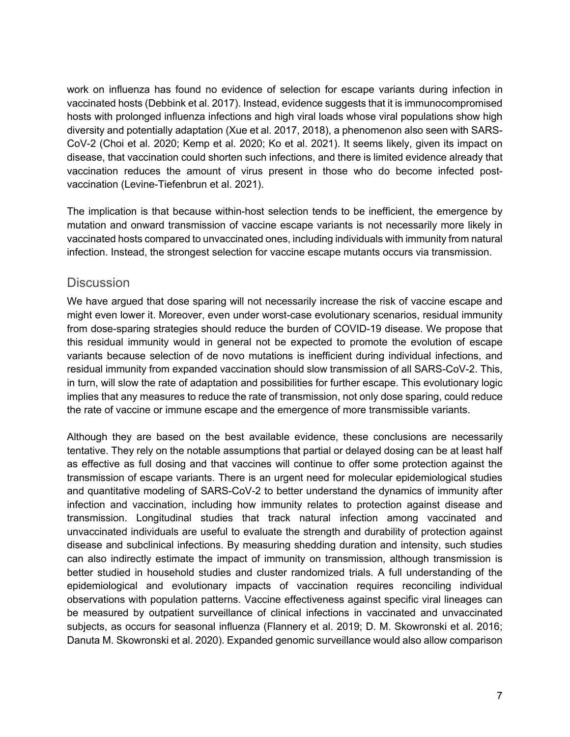work on influenza has found no evidence of selection for escape variants during infection in vaccinated hosts (Debbink et al. 2017). Instead, evidence suggests that it is immunocompromised hosts with prolonged influenza infections and high viral loads whose viral populations show high diversity and potentially adaptation (Xue et al. 2017, 2018), a phenomenon also seen with SARS-CoV-2 (Choi et al. 2020; Kemp et al. 2020; Ko et al. 2021). It seems likely, given its impact on disease, that vaccination could shorten such infections, and there is limited evidence already that vaccination reduces the amount of virus present in those who do become infected post-vaccination (Levine-Tiefenbrun et al. 2021).

The implication is that because within-host selection tends to be inefficient, the emergence by mutation and onward transmission of vaccine escape variants is not necessarily more likely in vaccinated hosts compared to unvaccinated ones, including individuals with immunity from natural infection. Instead, the strongest selection for vaccine escape mutants occurs via transmission.

## Discussion

We have argued that dose sparing will not necessarily increase the risk of vaccine escape and might even lower it. Moreover, even under worst-case evolutionary scenarios, residual immunity from dose-sparing strategies should reduce the burden of COVID-19 disease. We propose that this residual immunity would in general not be expected to promote the evolution of escape variants because selection of de novo mutations is inefficient during individual infections, and residual immunity from expanded vaccination should slow transmission of all SARS-CoV-2. This, in turn, will slow the rate of adaptation and possibilities for further escape. This evolutionary logic implies that any measures to reduce the rate of transmission, not only dose sparing, could reduce the rate of vaccine or immune escape and the emergence of more transmissible variants.

Although they are based on the best available evidence, these conclusions are necessarily tentative. They rely on the notable assumptions that partial or delayed dosing can be at least half as effective as full dosing and that vaccines will continue to offer some protection against the transmission of escape variants. There is an urgent need for molecular epidemiological studies and quantitative modeling of SARS-CoV-2 to better understand the dynamics of immunity after infection and vaccination, including how immunity relates to protection against disease and transmission. Longitudinal studies that track natural infection among vaccinated and unvaccinated individuals are useful to evaluate the strength and durability of protection against disease and subclinical infections. By measuring shedding duration and intensity, such studies can also indirectly estimate the impact of immunity on transmission, although transmission is better studied in household studies and cluster randomized trials. A full understanding of the epidemiological and evolutionary impacts of vaccination requires reconciling individual observations with population patterns. Vaccine effectiveness against specific viral lineages can be measured by outpatient surveillance of clinical infections in vaccinated and unvaccinated subjects, as occurs for seasonal influenza (Flannery et al. 2019; D. M. Skowronski et al. 2016; Danuta M. Skowronski et al. 2020). Expanded genomic surveillance would also allow comparison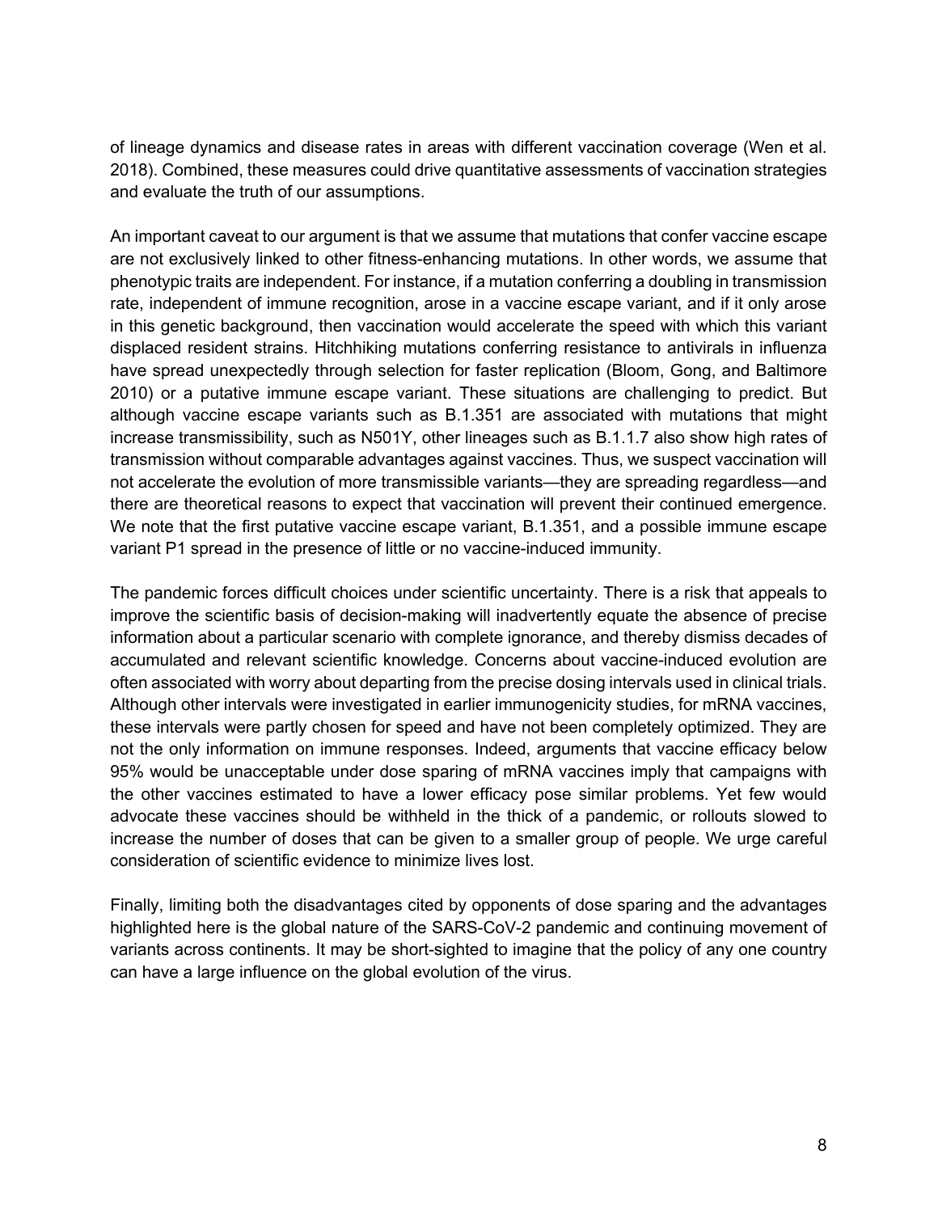of lineage dynamics and disease rates in areas with different vaccination coverage (Wen et al. 2018). Combined, these measures could drive quantitative assessments of vaccination strategies and evaluate the truth of our assumptions.

An important caveat to our argument is that we assume that mutations that confer vaccine escape are not exclusively linked to other fitness-enhancing mutations. In other words, we assume that phenotypic traits are independent. For instance, if a mutation conferring a doubling in transmission rate, independent of immune recognition, arose in a vaccine escape variant, and if it only arose in this genetic background, then vaccination would accelerate the speed with which this variant displaced resident strains. Hitchhiking mutations conferring resistance to antivirals in influenza have spread unexpectedly through selection for faster replication (Bloom, Gong, and Baltimore 2010) or a putative immune escape variant. These situations are challenging to predict. But although vaccine escape variants such as B.1.351 are associated with mutations that might increase transmissibility, such as N501Y, other lineages such as B.1.1.7 also show high rates of transmission without comparable advantages against vaccines. Thus, we suspect vaccination will not accelerate the evolution of more transmissible variants—they are spreading regardless—and there are theoretical reasons to expect that vaccination will prevent their continued emergence. We note that the first putative vaccine escape variant, B.1.351, and a possible immune escape variant P1 spread in the presence of little or no vaccine-induced immunity.

The pandemic forces difficult choices under scientific uncertainty. There is a risk that appeals to improve the scientific basis of decision-making will inadvertently equate the absence of precise information about a particular scenario with complete ignorance, and thereby dismiss decades of accumulated and relevant scientific knowledge. Concerns about vaccine-induced evolution are often associated with worry about departing from the precise dosing intervals used in clinical trials. Although other intervals were investigated in earlier immunogenicity studies, for mRNA vaccines, these intervals were partly chosen for speed and have not been completely optimized. They are not the only information on immune responses. Indeed, arguments that vaccine efficacy below 95% would be unacceptable under dose sparing of mRNA vaccines imply that campaigns with the other vaccines estimated to have a lower efficacy pose similar problems. Yet few would advocate these vaccines should be withheld in the thick of a pandemic, or rollouts slowed to increase the number of doses that can be given to a smaller group of people. We urge careful consideration of scientific evidence to minimize lives lost.

Finally, limiting both the disadvantages cited by opponents of dose sparing and the advantages highlighted here is the global nature of the SARS-CoV-2 pandemic and continuing movement of variants across continents. It may be short-sighted to imagine that the policy of any one country can have a large influence on the global evolution of the virus.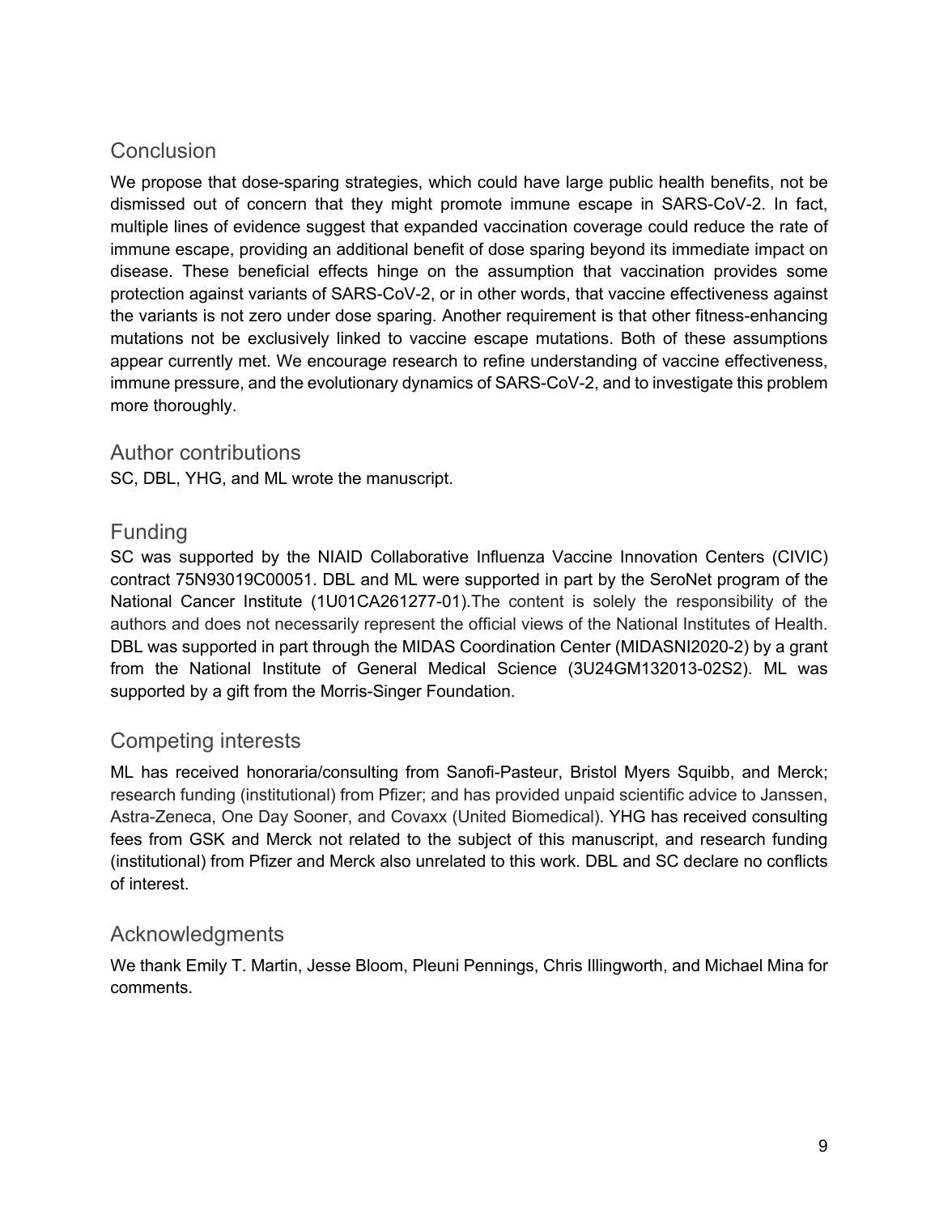## Conclusion

We propose that dose-sparing strategies, which could have large public health benefits, not be dismissed out of concern that they might promote immune escape in SARS-CoV-2. In fact, multiple lines of evidence suggest that expanded vaccination coverage could reduce the rate of immune escape, providing an additional benefit of dose sparing beyond its immediate impact on disease. These beneficial effects hinge on the assumption that vaccination provides some protection against variants of SARS-CoV-2, or in other words, that vaccine effectiveness against the variants is not zero under dose sparing. Another requirement is that other fitness-enhancing mutations not be exclusively linked to vaccine escape mutations. Both of these assumptions appear currently met. We encourage research to refine understanding of vaccine effectiveness, immune pressure, and the evolutionary dynamics of SARS-CoV-2, and to investigate this problem more thoroughly.

## Author contributions

SC, DBL, YHG, and ML wrote the manuscript.

## Funding

SC was supported by the NIAID Collaborative Influenza Vaccine Innovation Centers (CIVIC) contract 75N93019C00051. DBL and ML were supported in part by the SeroNet program of the National Cancer Institute (1U01CA261277-01).The content is solely the responsibility of the authors and does not necessarily represent the official views of the National Institutes of Health. DBL was supported in part through the MIDAS Coordination Center (MIDASNI2020-2) by a grant from the National Institute of General Medical Science (3U24GM132013-02S2). ML was supported by a gift from the Morris-Singer Foundation.

## Competing interests

ML has received honoraria/consulting from Sanofi-Pasteur, Bristol Myers Squibb, and Merck; research funding (institutional) from Pfizer; and has provided unpaid scientific advice to Janssen, Astra-Zeneca, One Day Sooner, and Covaxx (United Biomedical). YHG has received consulting fees from GSK and Merck not related to the subject of this manuscript, and research funding (institutional) from Pfizer and Merck also unrelated to this work. DBL and SC declare no conflicts of interest.

## Acknowledgments

We thank Emily T. Martin, Jesse Bloom, Pleuni Pennings, Chris Illingworth, and Michael Mina for comments.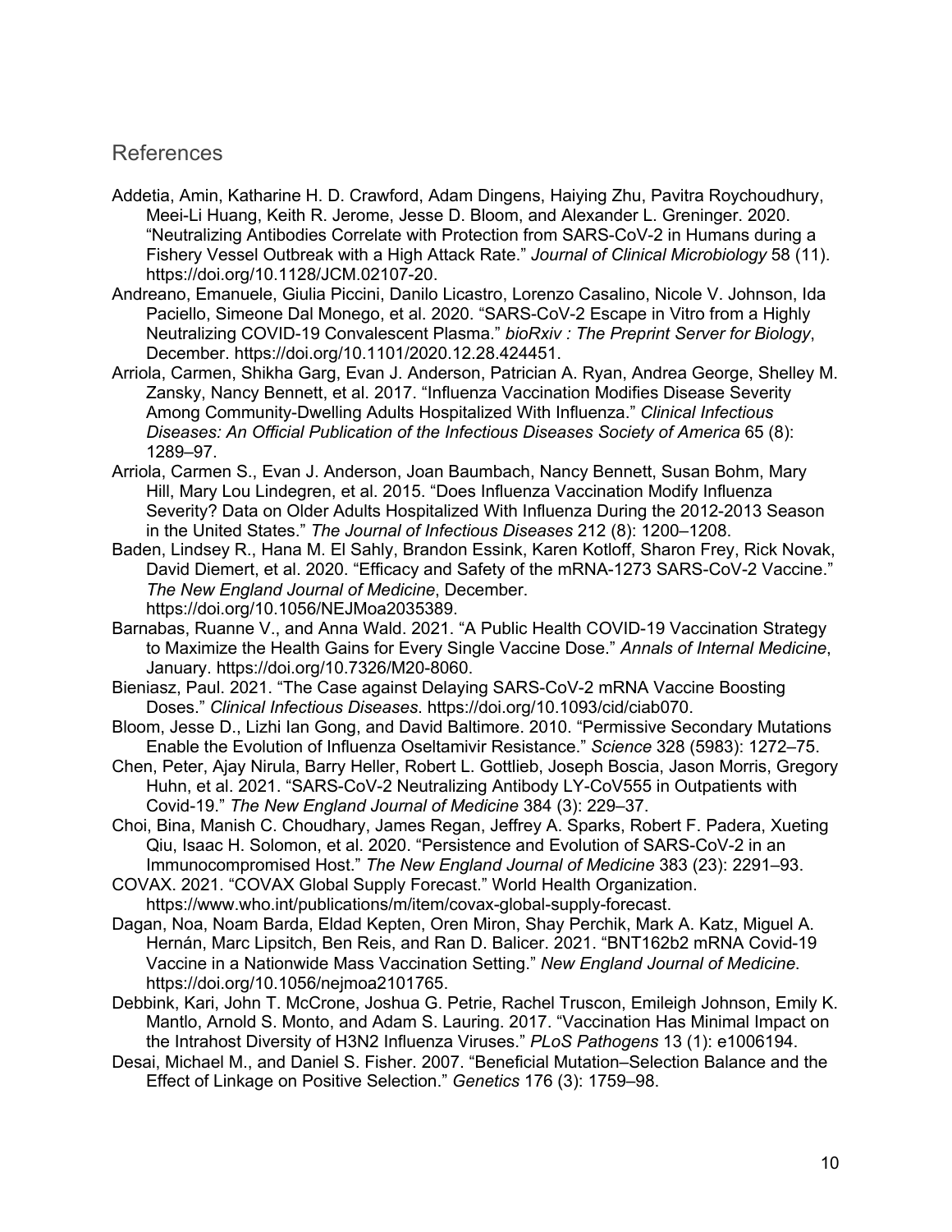## References

Addetia, Amin, Katharine H. D. Crawford, Adam Dingens, Haiying Zhu, Pavitra Roychoudhury, Meei-Li Huang, Keith R. Jerome, Jesse D. Bloom, and Alexander L. Greninger. 2020. "Neutralizing Antibodies Correlate with Protection from SARS-CoV-2 in Humans during a Fishery Vessel Outbreak with a High Attack Rate." *Journal of Clinical Microbiology* 58 (11). https://doi.org/10.1128/JCM.02107-20.

Andreano, Emanuele, Giulia Piccini, Danilo Licastro, Lorenzo Casalino, Nicole V. Johnson, Ida Paciello, Simeone Dal Monego, et al. 2020. "SARS-CoV-2 Escape in Vitro from a Highly Neutralizing COVID-19 Convalescent Plasma." *bioRxiv : The Preprint Server for Biology*, December. https://doi.org/10.1101/2020.12.28.424451.

Arriola, Carmen, Shikha Garg, Evan J. Anderson, Patrician A. Ryan, Andrea George, Shelley M. Zansky, Nancy Bennett, et al. 2017. "Influenza Vaccination Modifies Disease Severity Among Community-Dwelling Adults Hospitalized With Influenza." *Clinical Infectious Diseases: An Official Publication of the Infectious Diseases Society of America* 65 (8): 1289–97.

Arriola, Carmen S., Evan J. Anderson, Joan Baumbach, Nancy Bennett, Susan Bohm, Mary Hill, Mary Lou Lindegren, et al. 2015. "Does Influenza Vaccination Modify Influenza Severity? Data on Older Adults Hospitalized With Influenza During the 2012-2013 Season in the United States." *The Journal of Infectious Diseases* 212 (8): 1200–1208.

Baden, Lindsey R., Hana M. El Sahly, Brandon Essink, Karen Kotloff, Sharon Frey, Rick Novak, David Diemert, et al. 2020. "Efficacy and Safety of the mRNA-1273 SARS-CoV-2 Vaccine." *The New England Journal of Medicine*, December. https://doi.org/10.1056/NEJMoa2035389.

Barnabas, Ruanne V., and Anna Wald. 2021. "A Public Health COVID-19 Vaccination Strategy to Maximize the Health Gains for Every Single Vaccine Dose." *Annals of Internal Medicine*, January. https://doi.org/10.7326/M20-8060.

Bieniasz, Paul. 2021. "The Case against Delaying SARS-CoV-2 mRNA Vaccine Boosting Doses." *Clinical Infectious Diseases*. https://doi.org/10.1093/cid/ciab070.

Bloom, Jesse D., Lizhi Ian Gong, and David Baltimore. 2010. "Permissive Secondary Mutations Enable the Evolution of Influenza Oseltamivir Resistance." *Science* 328 (5983): 1272–75.

Chen, Peter, Ajay Nirula, Barry Heller, Robert L. Gottlieb, Joseph Boscia, Jason Morris, Gregory Huhn, et al. 2021. "SARS-CoV-2 Neutralizing Antibody LY-CoV555 in Outpatients with Covid-19." *The New England Journal of Medicine* 384 (3): 229–37.

Choi, Bina, Manish C. Choudhary, James Regan, Jeffrey A. Sparks, Robert F. Padera, Xueting Qiu, Isaac H. Solomon, et al. 2020. "Persistence and Evolution of SARS-CoV-2 in an Immunocompromised Host." *The New England Journal of Medicine* 383 (23): 2291–93.

COVAX. 2021. "COVAX Global Supply Forecast." World Health Organization. https://www.who.int/publications/m/item/covax-global-supply-forecast.

Dagan, Noa, Noam Barda, Eldad Kepten, Oren Miron, Shay Perchik, Mark A. Katz, Miguel A. Hernán, Marc Lipsitch, Ben Reis, and Ran D. Balicer. 2021. "BNT162b2 mRNA Covid-19 Vaccine in a Nationwide Mass Vaccination Setting." *New England Journal of Medicine*. https://doi.org/10.1056/nejmoa2101765.

Debbink, Kari, John T. McCrone, Joshua G. Petrie, Rachel Truscon, Emileigh Johnson, Emily K. Mantlo, Arnold S. Monto, and Adam S. Lauring. 2017. "Vaccination Has Minimal Impact on the Intrahost Diversity of H3N2 Influenza Viruses." *PLoS Pathogens* 13 (1): e1006194.

Desai, Michael M., and Daniel S. Fisher. 2007. "Beneficial Mutation–Selection Balance and the Effect of Linkage on Positive Selection." *Genetics* 176 (3): 1759–98.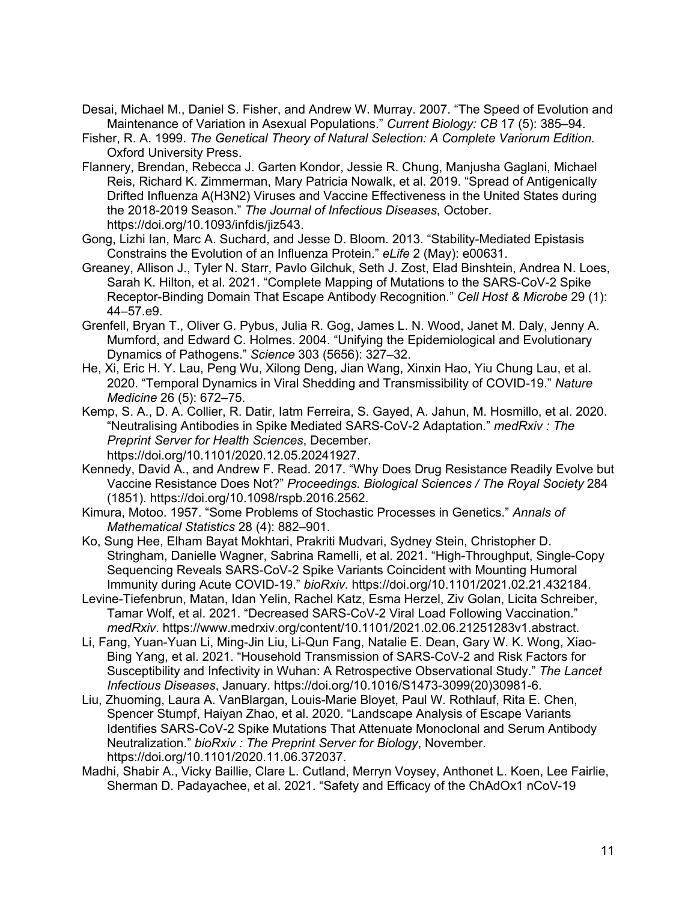Desai, Michael M., Daniel S. Fisher, and Andrew W. Murray. 2007. “The Speed of Evolution and Maintenance of Variation in Asexual Populations.” *Current Biology: CB* 17 (5): 385–94.

Fisher, R. A. 1999. *The Genetical Theory of Natural Selection: A Complete Variorum Edition*. Oxford University Press.

Flannery, Brendan, Rebecca J. Garten Kondor, Jessie R. Chung, Manjusha Gaglani, Michael Reis, Richard K. Zimmerman, Mary Patricia Nowalk, et al. 2019. “Spread of Antigenically Drifted Influenza A(H3N2) Viruses and Vaccine Effectiveness in the United States during the 2018-2019 Season.” *The Journal of Infectious Diseases*, October. https://doi.org/10.1093/infdis/jiz543.

Gong, Lizhi Ian, Marc A. Suchard, and Jesse D. Bloom. 2013. “Stability-Mediated Epistasis Constrains the Evolution of an Influenza Protein.” *eLife* 2 (May): e00631.

Greaney, Allison J., Tyler N. Starr, Pavlo Gilchuk, Seth J. Zost, Elad Binshtein, Andrea N. Loes, Sarah K. Hilton, et al. 2021. “Complete Mapping of Mutations to the SARS-CoV-2 Spike Receptor-Binding Domain That Escape Antibody Recognition.” *Cell Host & Microbe* 29 (1): 44–57.e9.

Grenfell, Bryan T., Oliver G. Pybus, Julia R. Gog, James L. N. Wood, Janet M. Daly, Jenny A. Mumford, and Edward C. Holmes. 2004. “Unifying the Epidemiological and Evolutionary Dynamics of Pathogens.” *Science* 303 (5656): 327–32.

He, Xi, Eric H. Y. Lau, Peng Wu, Xilong Deng, Jian Wang, Xinxin Hao, Yiu Chung Lau, et al. 2020. “Temporal Dynamics in Viral Shedding and Transmissibility of COVID-19.” *Nature Medicine* 26 (5): 672–75.

Kemp, S. A., D. A. Collier, R. Datir, Iatm Ferreira, S. Gayed, A. Jahun, M. Hosmillo, et al. 2020. “Neutralising Antibodies in Spike Mediated SARS-CoV-2 Adaptation.” *medRxiv : The Preprint Server for Health Sciences*, December. https://doi.org/10.1101/2020.12.05.20241927.

Kennedy, David A., and Andrew F. Read. 2017. “Why Does Drug Resistance Readily Evolve but Vaccine Resistance Does Not?” *Proceedings. Biological Sciences / The Royal Society* 284 (1851). https://doi.org/10.1098/rspb.2016.2562.

Kimura, Motoo. 1957. “Some Problems of Stochastic Processes in Genetics.” *Annals of Mathematical Statistics* 28 (4): 882–901.

Ko, Sung Hee, Elham Bayat Mokhtari, Prakriti Mudvari, Sydney Stein, Christopher D. Stringham, Danielle Wagner, Sabrina Ramelli, et al. 2021. “High-Throughput, Single-Copy Sequencing Reveals SARS-CoV-2 Spike Variants Coincident with Mounting Humoral Immunity during Acute COVID-19.” *bioRxiv*. https://doi.org/10.1101/2021.02.21.432184.

Levine-Tiefenbrun, Matan, Idan Yelin, Rachel Katz, Esma Herzel, Ziv Golan, Licita Schreiber, Tamar Wolf, et al. 2021. “Decreased SARS-CoV-2 Viral Load Following Vaccination.” *medRxiv*. https://www.medrxiv.org/content/10.1101/2021.02.06.21251283v1.abstract.

Li, Fang, Yuan-Yuan Li, Ming-Jin Liu, Li-Qun Fang, Natalie E. Dean, Gary W. K. Wong, Xiao-Bing Yang, et al. 2021. “Household Transmission of SARS-CoV-2 and Risk Factors for Susceptibility and Infectivity in Wuhan: A Retrospective Observational Study.” *The Lancet Infectious Diseases*, January. https://doi.org/10.1016/S1473-3099(20)30981-6.

Liu, Zhuoming, Laura A. VanBlargan, Louis-Marie Bloyet, Paul W. Rothlauf, Rita E. Chen, Spencer Stumpf, Haiyan Zhao, et al. 2020. “Landscape Analysis of Escape Variants Identifies SARS-CoV-2 Spike Mutations That Attenuate Monoclonal and Serum Antibody Neutralization.” *bioRxiv : The Preprint Server for Biology*, November. https://doi.org/10.1101/2020.11.06.372037.

Madhi, Shabir A., Vicky Baillie, Clare L. Cutland, Merryn Voysey, Anthonet L. Koen, Lee Fairlie, Sherman D. Padayachee, et al. 2021. “Safety and Efficacy of the ChAdOx1 nCoV-19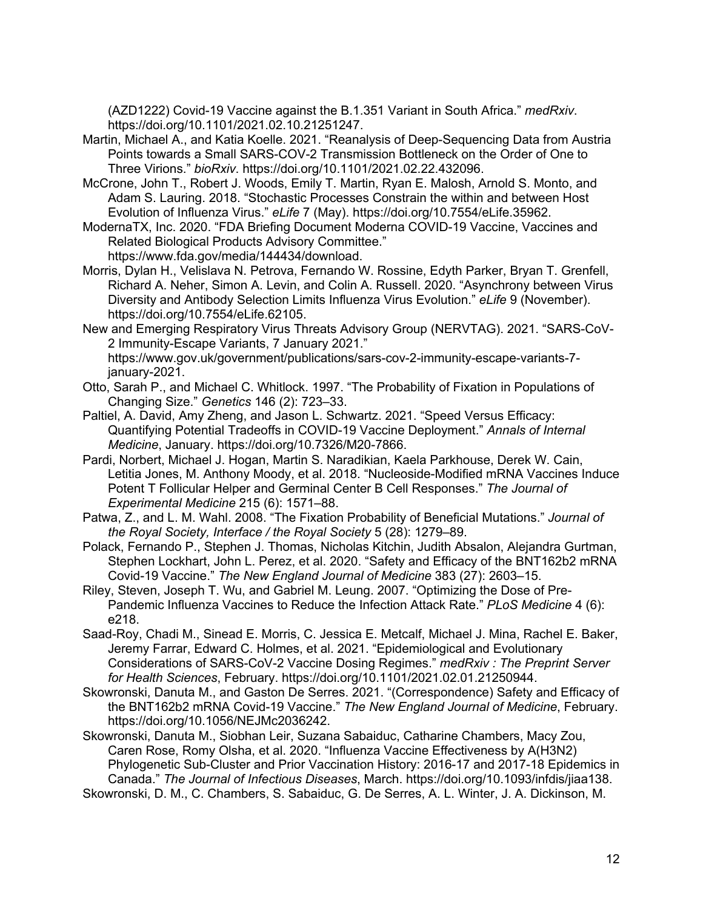(AZD1222) Covid-19 Vaccine against the B.1.351 Variant in South Africa." *medRxiv*. https://doi.org/10.1101/2021.02.10.21251247.

Martin, Michael A., and Katia Koelle. 2021. "Reanalysis of Deep-Sequencing Data from Austria Points towards a Small SARS-COV-2 Transmission Bottleneck on the Order of One to Three Virions." *bioRxiv*. https://doi.org/10.1101/2021.02.22.432096.

McCrone, John T., Robert J. Woods, Emily T. Martin, Ryan E. Malosh, Arnold S. Monto, and Adam S. Lauring. 2018. "Stochastic Processes Constrain the within and between Host Evolution of Influenza Virus." *eLife* 7 (May). https://doi.org/10.7554/eLife.35962.

ModernaTX, Inc. 2020. "FDA Briefing Document Moderna COVID-19 Vaccine, Vaccines and Related Biological Products Advisory Committee." https://www.fda.gov/media/144434/download.

Morris, Dylan H., Velislava N. Petrova, Fernando W. Rossine, Edyth Parker, Bryan T. Grenfell, Richard A. Neher, Simon A. Levin, and Colin A. Russell. 2020. "Asynchrony between Virus Diversity and Antibody Selection Limits Influenza Virus Evolution." *eLife* 9 (November). https://doi.org/10.7554/eLife.62105.

New and Emerging Respiratory Virus Threats Advisory Group (NERVTAG). 2021. "SARS-CoV-2 Immunity-Escape Variants, 7 January 2021." https://www.gov.uk/government/publications/sars-cov-2-immunity-escape-variants-7-january-2021.

Otto, Sarah P., and Michael C. Whitlock. 1997. "The Probability of Fixation in Populations of Changing Size." *Genetics* 146 (2): 723–33.

Paltiel, A. David, Amy Zheng, and Jason L. Schwartz. 2021. "Speed Versus Efficacy: Quantifying Potential Tradeoffs in COVID-19 Vaccine Deployment." *Annals of Internal Medicine*, January. https://doi.org/10.7326/M20-7866.

Pardi, Norbert, Michael J. Hogan, Martin S. Naradikian, Kaela Parkhouse, Derek W. Cain, Letitia Jones, M. Anthony Moody, et al. 2018. "Nucleoside-Modified mRNA Vaccines Induce Potent T Follicular Helper and Germinal Center B Cell Responses." *The Journal of Experimental Medicine* 215 (6): 1571–88.

Patwa, Z., and L. M. Wahl. 2008. "The Fixation Probability of Beneficial Mutations." *Journal of the Royal Society, Interface / the Royal Society* 5 (28): 1279–89.

Polack, Fernando P., Stephen J. Thomas, Nicholas Kitchin, Judith Absalon, Alejandra Gurtman, Stephen Lockhart, John L. Perez, et al. 2020. "Safety and Efficacy of the BNT162b2 mRNA Covid-19 Vaccine." *The New England Journal of Medicine* 383 (27): 2603–15.

Riley, Steven, Joseph T. Wu, and Gabriel M. Leung. 2007. "Optimizing the Dose of Pre-Pandemic Influenza Vaccines to Reduce the Infection Attack Rate." *PLoS Medicine* 4 (6): e218.

Saad-Roy, Chadi M., Sinead E. Morris, C. Jessica E. Metcalf, Michael J. Mina, Rachel E. Baker, Jeremy Farrar, Edward C. Holmes, et al. 2021. "Epidemiological and Evolutionary Considerations of SARS-CoV-2 Vaccine Dosing Regimes." *medRxiv : The Preprint Server for Health Sciences*, February. https://doi.org/10.1101/2021.02.01.21250944.

Skowronski, Danuta M., and Gaston De Serres. 2021. "(Correspondence) Safety and Efficacy of the BNT162b2 mRNA Covid-19 Vaccine." *The New England Journal of Medicine*, February. https://doi.org/10.1056/NEJMc2036242.

Skowronski, Danuta M., Siobhan Leir, Suzana Sabaiduc, Catharine Chambers, Macy Zou, Caren Rose, Romy Olsha, et al. 2020. "Influenza Vaccine Effectiveness by A(H3N2) Phylogenetic Sub-Cluster and Prior Vaccination History: 2016-17 and 2017-18 Epidemics in Canada." *The Journal of Infectious Diseases*, March. https://doi.org/10.1093/infdis/jiaa138.

Skowronski, D. M., C. Chambers, S. Sabaiduc, G. De Serres, A. L. Winter, J. A. Dickinson, M.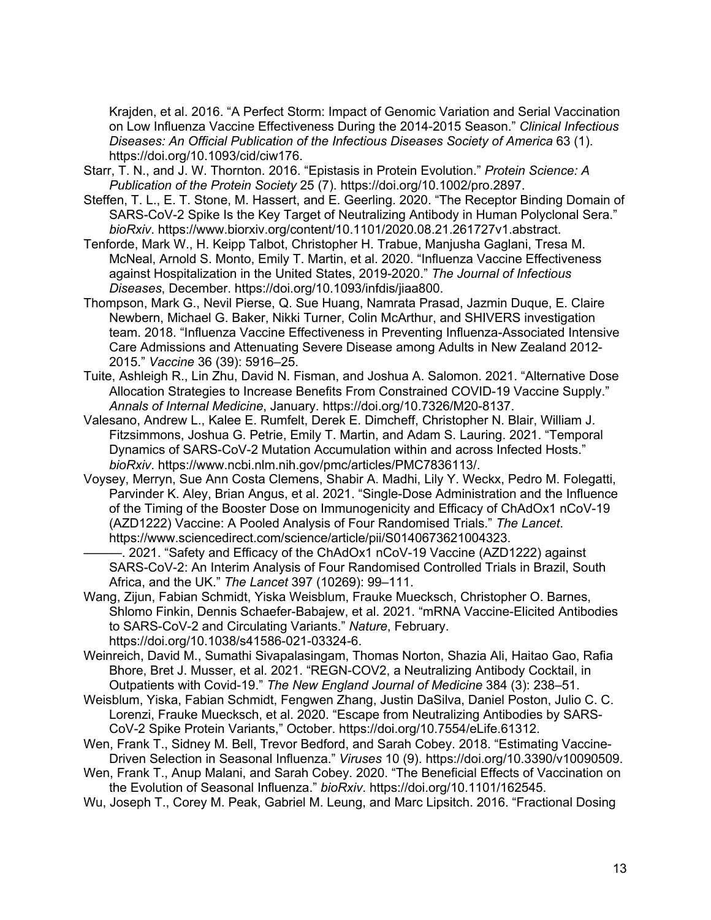Krajden, et al. 2016. "A Perfect Storm: Impact of Genomic Variation and Serial Vaccination on Low Influenza Vaccine Effectiveness During the 2014-2015 Season." *Clinical Infectious Diseases: An Official Publication of the Infectious Diseases Society of America* 63 (1). https://doi.org/10.1093/cid/ciw176.

Starr, T. N., and J. W. Thornton. 2016. "Epistasis in Protein Evolution." *Protein Science: A Publication of the Protein Society* 25 (7). https://doi.org/10.1002/pro.2897.

Steffen, T. L., E. T. Stone, M. Hassert, and E. Geerling. 2020. "The Receptor Binding Domain of SARS-CoV-2 Spike Is the Key Target of Neutralizing Antibody in Human Polyclonal Sera." *bioRxiv*. https://www.biorxiv.org/content/10.1101/2020.08.21.261727v1.abstract.

Tenforde, Mark W., H. Keipp Talbot, Christopher H. Trabue, Manjusha Gaglani, Tresa M. McNeal, Arnold S. Monto, Emily T. Martin, et al. 2020. "Influenza Vaccine Effectiveness against Hospitalization in the United States, 2019-2020." *The Journal of Infectious Diseases*, December. https://doi.org/10.1093/infdis/jiaa800.

Thompson, Mark G., Nevil Pierse, Q. Sue Huang, Namrata Prasad, Jazmin Duque, E. Claire Newbern, Michael G. Baker, Nikki Turner, Colin McArthur, and SHIVERS investigation team. 2018. "Influenza Vaccine Effectiveness in Preventing Influenza-Associated Intensive Care Admissions and Attenuating Severe Disease among Adults in New Zealand 2012-2015." *Vaccine* 36 (39): 5916–25.

Tuite, Ashleigh R., Lin Zhu, David N. Fisman, and Joshua A. Salomon. 2021. "Alternative Dose Allocation Strategies to Increase Benefits From Constrained COVID-19 Vaccine Supply." *Annals of Internal Medicine*, January. https://doi.org/10.7326/M20-8137.

Valesano, Andrew L., Kalee E. Rumfelt, Derek E. Dimcheff, Christopher N. Blair, William J. Fitzsimmons, Joshua G. Petrie, Emily T. Martin, and Adam S. Lauring. 2021. "Temporal Dynamics of SARS-CoV-2 Mutation Accumulation within and across Infected Hosts." *bioRxiv*. https://www.ncbi.nlm.nih.gov/pmc/articles/PMC7836113/.

Voysey, Merryn, Sue Ann Costa Clemens, Shabir A. Madhi, Lily Y. Weckx, Pedro M. Folegatti, Parvinder K. Aley, Brian Angus, et al. 2021. "Single-Dose Administration and the Influence of the Timing of the Booster Dose on Immunogenicity and Efficacy of ChAdOx1 nCoV-19 (AZD1222) Vaccine: A Pooled Analysis of Four Randomised Trials." *The Lancet*. https://www.sciencedirect.com/science/article/pii/S0140673621004323.

———. 2021. "Safety and Efficacy of the ChAdOx1 nCoV-19 Vaccine (AZD1222) against SARS-CoV-2: An Interim Analysis of Four Randomised Controlled Trials in Brazil, South Africa, and the UK." *The Lancet* 397 (10269): 99–111.

Wang, Zijun, Fabian Schmidt, Yiska Weisblum, Frauke Muecksch, Christopher O. Barnes, Shlomo Finkin, Dennis Schaefer-Babajew, et al. 2021. "mRNA Vaccine-Elicited Antibodies to SARS-CoV-2 and Circulating Variants." *Nature*, February. https://doi.org/10.1038/s41586-021-03324-6.

Weinreich, David M., Sumathi Sivapalasingam, Thomas Norton, Shazia Ali, Haitao Gao, Rafia Bhore, Bret J. Musser, et al. 2021. "REGN-COV2, a Neutralizing Antibody Cocktail, in Outpatients with Covid-19." *The New England Journal of Medicine* 384 (3): 238–51.

Weisblum, Yiska, Fabian Schmidt, Fengwen Zhang, Justin DaSilva, Daniel Poston, Julio C. C. Lorenzi, Frauke Muecksch, et al. 2020. "Escape from Neutralizing Antibodies by SARS-CoV-2 Spike Protein Variants," October. https://doi.org/10.7554/eLife.61312.

Wen, Frank T., Sidney M. Bell, Trevor Bedford, and Sarah Cobey. 2018. "Estimating Vaccine-Driven Selection in Seasonal Influenza." *Viruses* 10 (9). https://doi.org/10.3390/v10090509.

Wen, Frank T., Anup Malani, and Sarah Cobey. 2020. "The Beneficial Effects of Vaccination on the Evolution of Seasonal Influenza." *bioRxiv*. https://doi.org/10.1101/162545.

Wu, Joseph T., Corey M. Peak, Gabriel M. Leung, and Marc Lipsitch. 2016. "Fractional Dosing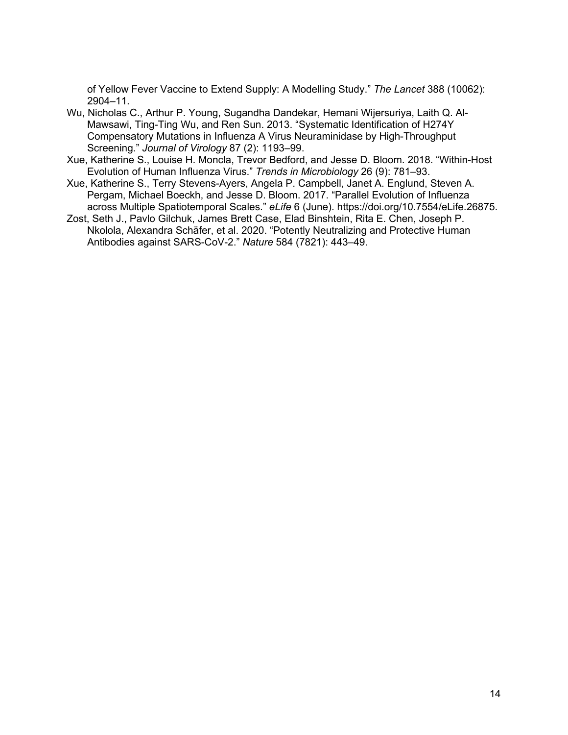of Yellow Fever Vaccine to Extend Supply: A Modelling Study." *The Lancet* 388 (10062): 2904–11.

Wu, Nicholas C., Arthur P. Young, Sugandha Dandekar, Hemani Wijersuriya, Laith Q. Al-Mawsawi, Ting-Ting Wu, and Ren Sun. 2013. "Systematic Identification of H274Y Compensatory Mutations in Influenza A Virus Neuraminidase by High-Throughput Screening." *Journal of Virology* 87 (2): 1193–99.

Xue, Katherine S., Louise H. Moncla, Trevor Bedford, and Jesse D. Bloom. 2018. "Within-Host Evolution of Human Influenza Virus." *Trends in Microbiology* 26 (9): 781–93.

Xue, Katherine S., Terry Stevens-Ayers, Angela P. Campbell, Janet A. Englund, Steven A. Pergam, Michael Boeckh, and Jesse D. Bloom. 2017. "Parallel Evolution of Influenza across Multiple Spatiotemporal Scales." *eLife* 6 (June). https://doi.org/10.7554/eLife.26875.

Zost, Seth J., Pavlo Gilchuk, James Brett Case, Elad Binshtein, Rita E. Chen, Joseph P. Nkolola, Alexandra Schäfer, et al. 2020. "Potently Neutralizing and Protective Human Antibodies against SARS-CoV-2." *Nature* 584 (7821): 443–49.